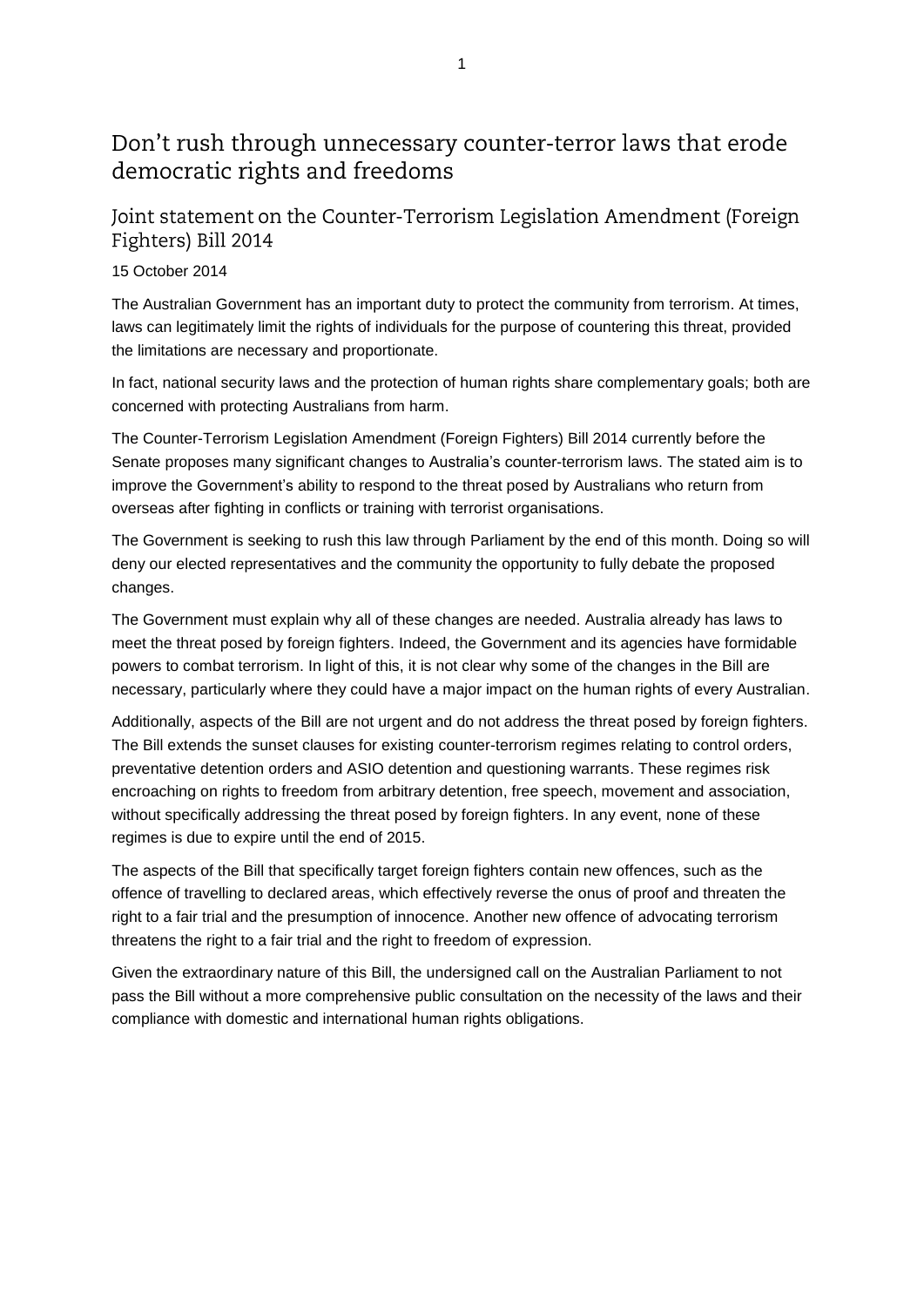# Don't rush through unnecessary counter-terror laws that erode democratic rights and freedoms

## Joint statement on the Counter-Terrorism Legislation Amendment (Foreign Fighters) Bill 2014

15 October 2014

The Australian Government has an important duty to protect the community from terrorism. At times, laws can legitimately limit the rights of individuals for the purpose of countering this threat, provided the limitations are necessary and proportionate.

In fact, national security laws and the protection of human rights share complementary goals; both are concerned with protecting Australians from harm.

The Counter-Terrorism Legislation Amendment (Foreign Fighters) Bill 2014 currently before the Senate proposes many significant changes to Australia's counter-terrorism laws. The stated aim is to improve the Government's ability to respond to the threat posed by Australians who return from overseas after fighting in conflicts or training with terrorist organisations.

The Government is seeking to rush this law through Parliament by the end of this month. Doing so will deny our elected representatives and the community the opportunity to fully debate the proposed changes.

The Government must explain why all of these changes are needed. Australia already has laws to meet the threat posed by foreign fighters. Indeed, the Government and its agencies have formidable powers to combat terrorism. In light of this, it is not clear why some of the changes in the Bill are necessary, particularly where they could have a major impact on the human rights of every Australian.

Additionally, aspects of the Bill are not urgent and do not address the threat posed by foreign fighters. The Bill extends the sunset clauses for existing counter-terrorism regimes relating to control orders, preventative detention orders and ASIO detention and questioning warrants. These regimes risk encroaching on rights to freedom from arbitrary detention, free speech, movement and association, without specifically addressing the threat posed by foreign fighters. In any event, none of these regimes is due to expire until the end of 2015.

The aspects of the Bill that specifically target foreign fighters contain new offences, such as the offence of travelling to declared areas, which effectively reverse the onus of proof and threaten the right to a fair trial and the presumption of innocence. Another new offence of advocating terrorism threatens the right to a fair trial and the right to freedom of expression.

Given the extraordinary nature of this Bill, the undersigned call on the Australian Parliament to not pass the Bill without a more comprehensive public consultation on the necessity of the laws and their compliance with domestic and international human rights obligations.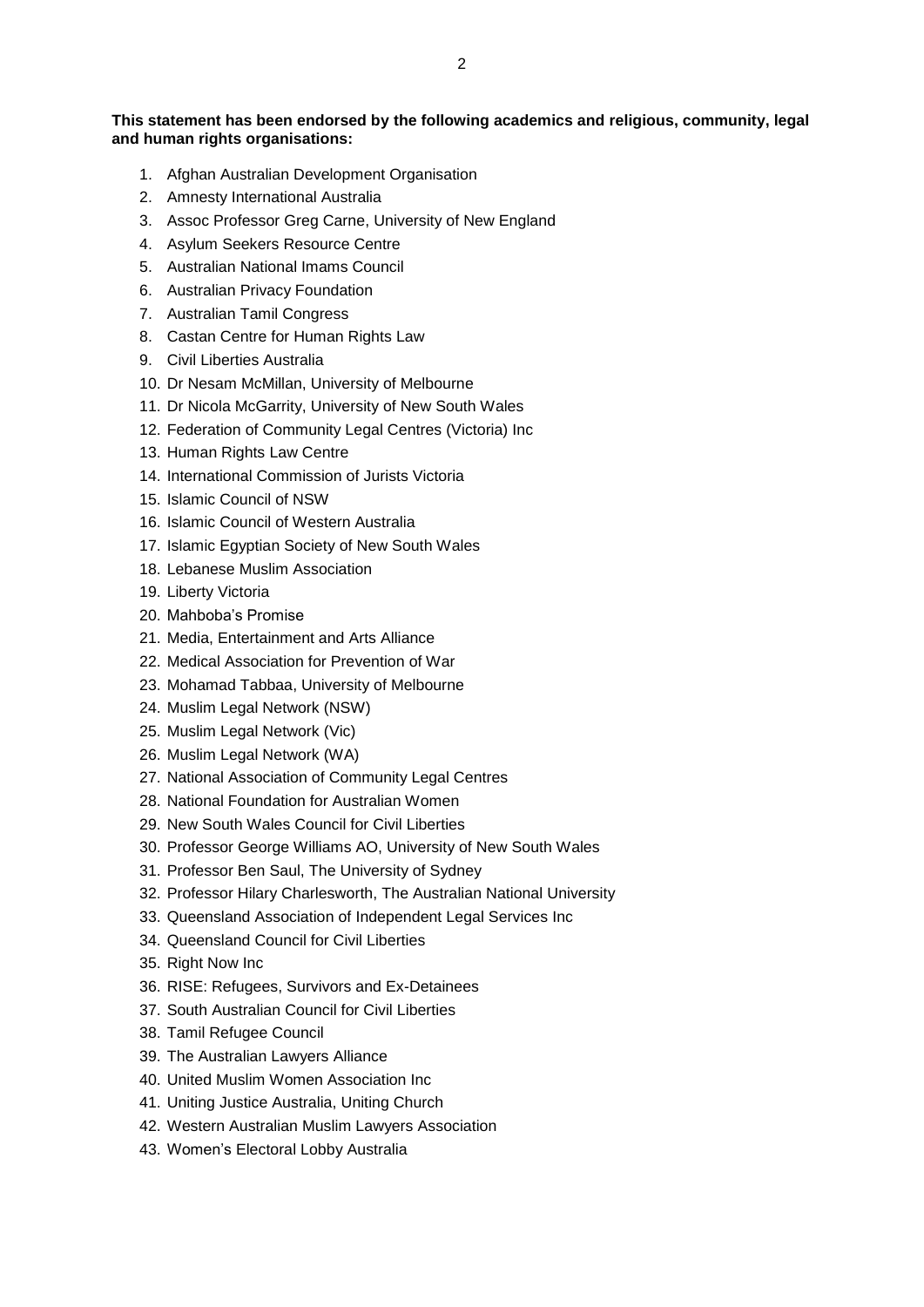**This statement has been endorsed by the following academics and religious, community, legal and human rights organisations:**

1. Afghan Australian Development Organisation
2. Amnesty International Australia
3. Assoc Professor Greg Carne, University of New England
4. Asylum Seekers Resource Centre
5. Australian National Imams Council
6. Australian Privacy Foundation
7. Australian Tamil Congress
8. Castan Centre for Human Rights Law
9. Civil Liberties Australia
10. Dr Nesam McMillan, University of Melbourne
11. Dr Nicola McGarrity, University of New South Wales
12. Federation of Community Legal Centres (Victoria) Inc
13. Human Rights Law Centre
14. International Commission of Jurists Victoria
15. Islamic Council of NSW
16. Islamic Council of Western Australia
17. Islamic Egyptian Society of New South Wales
18. Lebanese Muslim Association
19. Liberty Victoria
20. Mahboba's Promise
21. Media, Entertainment and Arts Alliance
22. Medical Association for Prevention of War
23. Mohamad Tabbaa, University of Melbourne
24. Muslim Legal Network (NSW)
25. Muslim Legal Network (Vic)
26. Muslim Legal Network (WA)
27. National Association of Community Legal Centres
28. National Foundation for Australian Women
29. New South Wales Council for Civil Liberties
30. Professor George Williams AO, University of New South Wales
31. Professor Ben Saul, The University of Sydney
32. Professor Hilary Charlesworth, The Australian National University
33. Queensland Association of Independent Legal Services Inc
34. Queensland Council for Civil Liberties
35. Right Now Inc
36. RISE: Refugees, Survivors and Ex-Detainees
37. South Australian Council for Civil Liberties
38. Tamil Refugee Council
39. The Australian Lawyers Alliance
40. United Muslim Women Association Inc
41. Uniting Justice Australia, Uniting Church
42. Western Australian Muslim Lawyers Association
43. Women's Electoral Lobby Australia